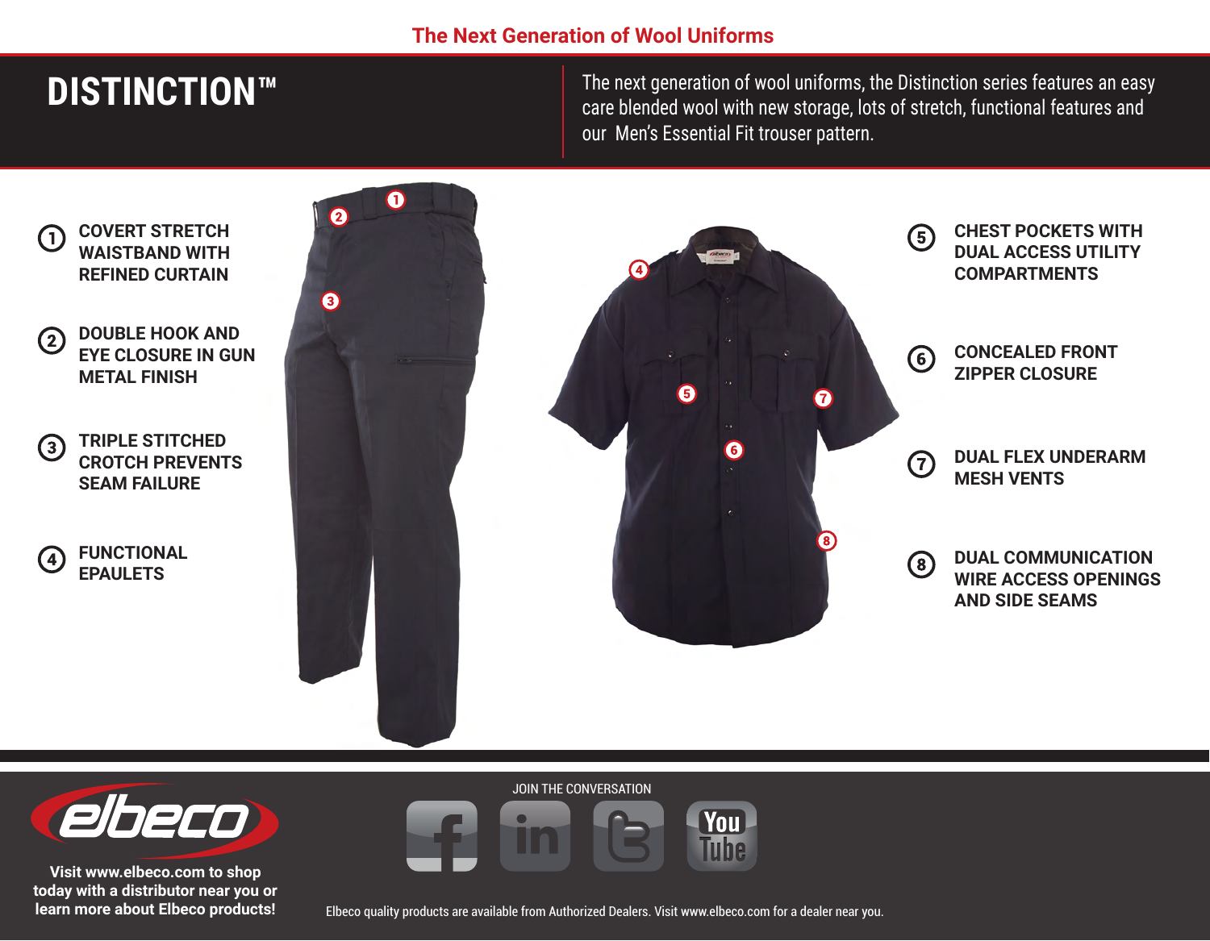The Next Generation of Wool Uniforms

# DISTINCTION™

The next generation of wool uniforms, the Distinction series features an easy care blended wool with new storage, lots of stretch, functional features and our Men's Essential Fit trouser pattern.

1. **COVERT STRETCH WAISTBAND WITH REFINED CURTAIN**
2. **DOUBLE HOOK AND EYE CLOSURE IN GUN METAL FINISH**
3. **TRIPLE STITCHED CROTCH PREVENTS SEAM FAILURE**
4. **FUNCTIONAL EPAULETS**
5. **CHEST POCKETS WITH DUAL ACCESS UTILITY COMPARTMENTS**
6. **CONCEALED FRONT ZIPPER CLOSURE**
7. **DUAL FLEX UNDERARM MESH VENTS**
8. **DUAL COMMUNICATION WIRE ACCESS OPENINGS AND SIDE SEAMS**

**Visit www.elbeco.com to shop today with a distributor near you or learn more about Elbeco products!**

JOIN THE CONVERSATION

Elbeco quality products are available from Authorized Dealers. Visit www.elbeco.com for a dealer near you.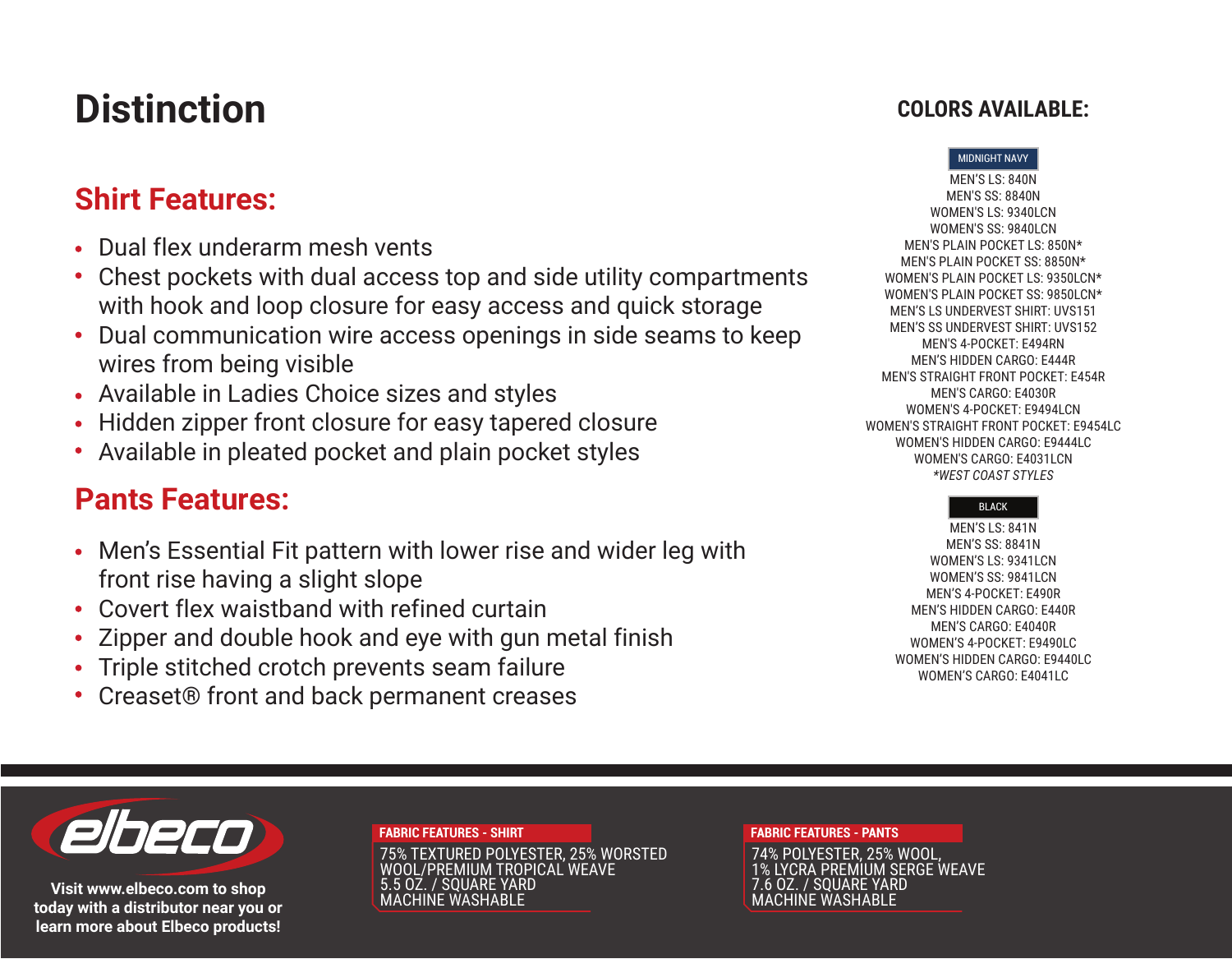# Distinction

## Shirt Features:

- Dual flex underarm mesh vents
- Chest pockets with dual access top and side utility compartments with hook and loop closure for easy access and quick storage
- Dual communication wire access openings in side seams to keep wires from being visible
- Available in Ladies Choice sizes and styles
- Hidden zipper front closure for easy tapered closure
- Available in pleated pocket and plain pocket styles

## Pants Features:

- Men's Essential Fit pattern with lower rise and wider leg with front rise having a slight slope
- Covert flex waistband with refined curtain
- Zipper and double hook and eye with gun metal finish
- Triple stitched crotch prevents seam failure
- Creaset® front and back permanent creases

## COLORS AVAILABLE:

**MIDNIGHT NAVY**

MEN'S LS: 840N
MEN'S SS: 8840N
WOMEN'S LS: 9340LCN
WOMEN'S SS: 9840LCN
MEN'S PLAIN POCKET LS: 850N*
MEN'S PLAIN POCKET SS: 8850N*
WOMEN'S PLAIN POCKET LS: 9350LCN*
WOMEN'S PLAIN POCKET SS: 9850LCN*
MEN'S LS UNDERVEST SHIRT: UVS151
MEN'S SS UNDERVEST SHIRT: UVS152
MEN'S 4-POCKET: E494RN
MEN'S HIDDEN CARGO: E444R
MEN'S STRAIGHT FRONT POCKET: E454R
MEN'S CARGO: E4030R
WOMEN'S 4-POCKET: E9494LCN
WOMEN'S STRAIGHT FRONT POCKET: E9454LC
WOMEN'S HIDDEN CARGO: E9444LC
WOMEN'S CARGO: E4031LCN
*\*WEST COAST STYLES*

**BLACK**

MEN'S LS: 841N
MEN'S SS: 8841N
WOMEN'S LS: 9341LCN
WOMEN'S SS: 9841LCN
MEN'S 4-POCKET: E490R
MEN'S HIDDEN CARGO: E440R
MEN'S CARGO: E4040R
WOMEN'S 4-POCKET: E9490LC
WOMEN'S HIDDEN CARGO: E9440LC
WOMEN'S CARGO: E4041LC

elbeco

**Visit www.elbeco.com to shop today with a distributor near you or learn more about Elbeco products!**

**FABRIC FEATURES - SHIRT**

75% TEXTURED POLYESTER, 25% WORSTED WOOL/PREMIUM TROPICAL WEAVE
5.5 OZ. / SQUARE YARD
MACHINE WASHABLE

**FABRIC FEATURES - PANTS**

74% POLYESTER, 25% WOOL, 1% LYCRA PREMIUM SERGE WEAVE
7.6 OZ. / SQUARE YARD
MACHINE WASHABLE